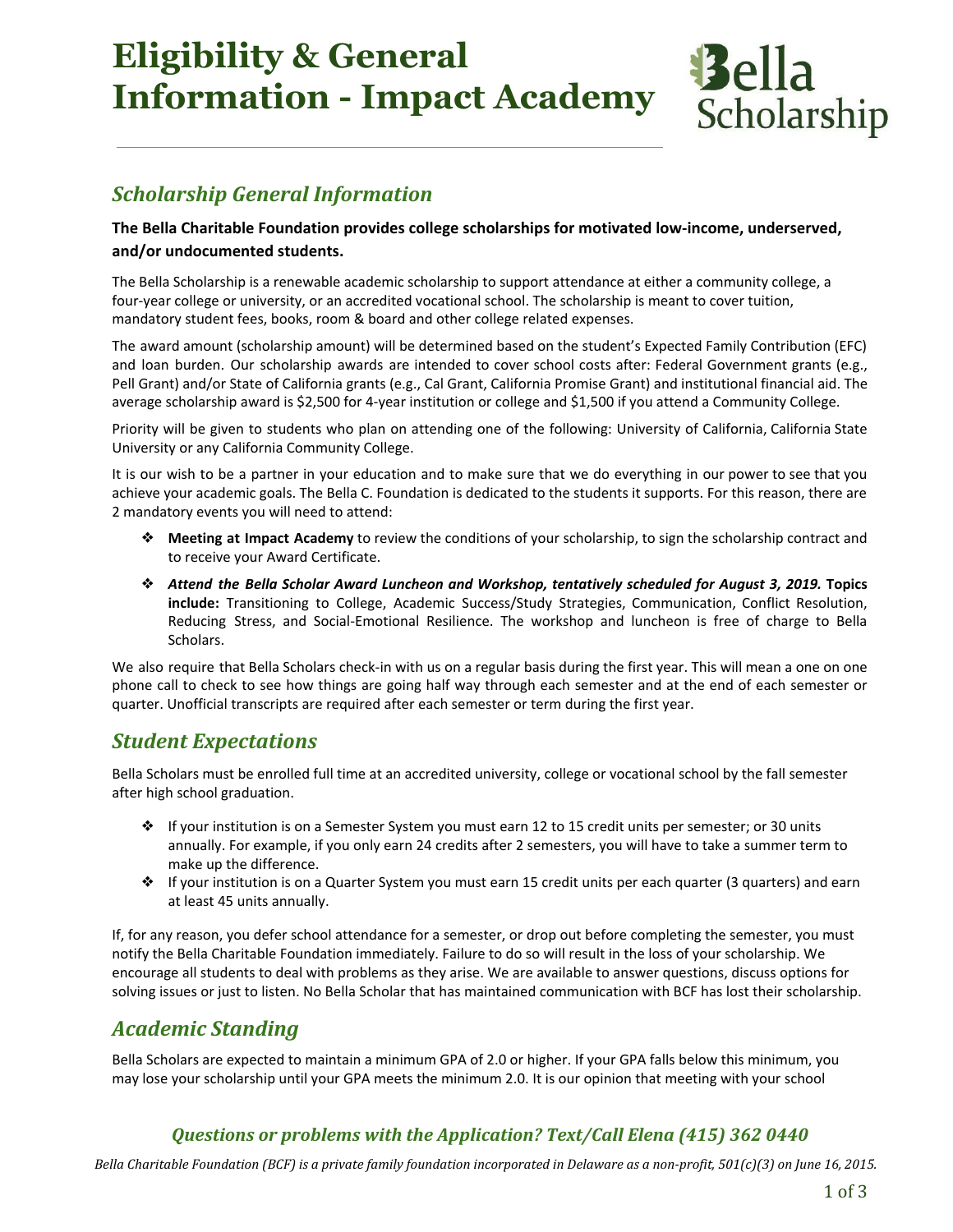# Eligibility & General Information - Impact Academy

Bella Scholarship

## *Scholarship General Information*

**The Bella Charitable Foundation provides college scholarships for motivated low-income, underserved, and/or undocumented students.**

The Bella Scholarship is a renewable academic scholarship to support attendance at either a community college, a four-year college or university, or an accredited vocational school. The scholarship is meant to cover tuition, mandatory student fees, books, room & board and other college related expenses.

The award amount (scholarship amount) will be determined based on the student's Expected Family Contribution (EFC) and loan burden. Our scholarship awards are intended to cover school costs after: Federal Government grants (e.g., Pell Grant) and/or State of California grants (e.g., Cal Grant, California Promise Grant) and institutional financial aid. The average scholarship award is $2,500 for 4-year institution or college and $1,500 if you attend a Community College.

Priority will be given to students who plan on attending one of the following: University of California, California State University or any California Community College.

It is our wish to be a partner in your education and to make sure that we do everything in our power to see that you achieve your academic goals. The Bella C. Foundation is dedicated to the students it supports. For this reason, there are 2 mandatory events you will need to attend:

- **Meeting at Impact Academy** to review the conditions of your scholarship, to sign the scholarship contract and to receive your Award Certificate.
- ***Attend the Bella Scholar Award Luncheon and Workshop, tentatively scheduled for August 3, 2019.*** **Topics include:** Transitioning to College, Academic Success/Study Strategies, Communication, Conflict Resolution, Reducing Stress, and Social-Emotional Resilience. The workshop and luncheon is free of charge to Bella Scholars.

We also require that Bella Scholars check-in with us on a regular basis during the first year. This will mean a one on one phone call to check to see how things are going half way through each semester and at the end of each semester or quarter. Unofficial transcripts are required after each semester or term during the first year.

## *Student Expectations*

Bella Scholars must be enrolled full time at an accredited university, college or vocational school by the fall semester after high school graduation.

- If your institution is on a Semester System you must earn 12 to 15 credit units per semester; or 30 units annually. For example, if you only earn 24 credits after 2 semesters, you will have to take a summer term to make up the difference.
- If your institution is on a Quarter System you must earn 15 credit units per each quarter (3 quarters) and earn at least 45 units annually.

If, for any reason, you defer school attendance for a semester, or drop out before completing the semester, you must notify the Bella Charitable Foundation immediately. Failure to do so will result in the loss of your scholarship. We encourage all students to deal with problems as they arise. We are available to answer questions, discuss options for solving issues or just to listen. No Bella Scholar that has maintained communication with BCF has lost their scholarship.

## *Academic Standing*

Bella Scholars are expected to maintain a minimum GPA of 2.0 or higher. If your GPA falls below this minimum, you may lose your scholarship until your GPA meets the minimum 2.0. It is our opinion that meeting with your school

***Questions or problems with the Application? Text/Call Elena (415) 362 0440***

*Bella Charitable Foundation (BCF) is a private family foundation incorporated in Delaware as a non-profit, 501(c)(3) on June 16, 2015.*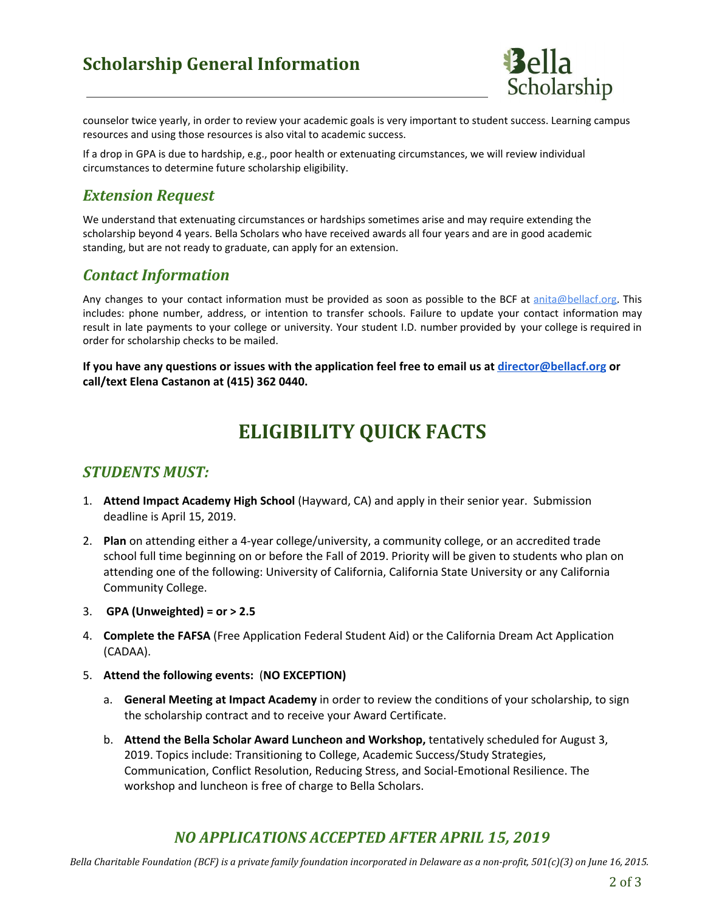counselor twice yearly, in order to review your academic goals is very important to student success. Learning campus resources and using those resources is also vital to academic success.

If a drop in GPA is due to hardship, e.g., poor health or extenuating circumstances, we will review individual circumstances to determine future scholarship eligibility.

## *Extension Request*

We understand that extenuating circumstances or hardships sometimes arise and may require extending the scholarship beyond 4 years. Bella Scholars who have received awards all four years and are in good academic standing, but are not ready to graduate, can apply for an extension.

## *Contact Information*

Any changes to your contact information must be provided as soon as possible to the BCF at anita@bellacf.org. This includes: phone number, address, or intention to transfer schools. Failure to update your contact information may result in late payments to your college or university. Your student I.D. number provided by your college is required in order for scholarship checks to be mailed.

**If you have any questions or issues with the application feel free to email us at director@bellacf.org or call/text Elena Castanon at (415) 362 0440.**

# ELIGIBILITY QUICK FACTS

## *STUDENTS MUST:*

1. **Attend Impact Academy High School** (Hayward, CA) and apply in their senior year. Submission deadline is April 15, 2019.
2. **Plan** on attending either a 4-year college/university, a community college, or an accredited trade school full time beginning on or before the Fall of 2019. Priority will be given to students who plan on attending one of the following: University of California, California State University or any California Community College.
3. **GPA (Unweighted) = or > 2.5**
4. **Complete the FAFSA** (Free Application Federal Student Aid) or the California Dream Act Application (CADAA).
5. **Attend the following events:** (**NO EXCEPTION)**
   a. **General Meeting at Impact Academy** in order to review the conditions of your scholarship, to sign the scholarship contract and to receive your Award Certificate.
   b. **Attend the Bella Scholar Award Luncheon and Workshop,** tentatively scheduled for August 3, 2019. Topics include: Transitioning to College, Academic Success/Study Strategies, Communication, Conflict Resolution, Reducing Stress, and Social-Emotional Resilience. The workshop and luncheon is free of charge to Bella Scholars.

## *NO APPLICATIONS ACCEPTED AFTER APRIL 15, 2019*

*Bella Charitable Foundation (BCF) is a private family foundation incorporated in Delaware as a non-profit, 501(c)(3) on June 16, 2015.*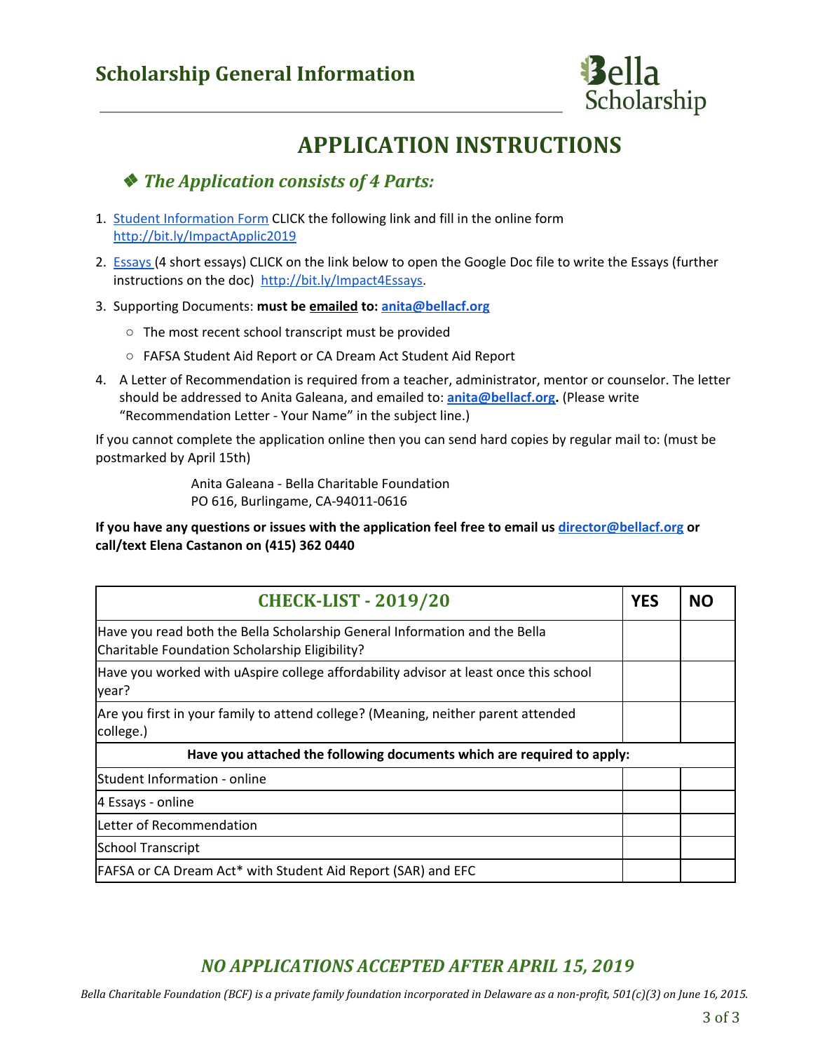# Scholarship General Information

## APPLICATION INSTRUCTIONS

### ❖ *The Application consists of 4 Parts:*

1. Student Information Form CLICK the following link and fill in the online form http://bit.ly/ImpactApplic2019
2. Essays (4 short essays) CLICK on the link below to open the Google Doc file to write the Essays (further instructions on the doc) http://bit.ly/Impact4Essays.
3. Supporting Documents: **must be emailed to: anita@bellacf.org**
   - The most recent school transcript must be provided
   - FAFSA Student Aid Report or CA Dream Act Student Aid Report
4. A Letter of Recommendation is required from a teacher, administrator, mentor or counselor. The letter should be addressed to Anita Galeana, and emailed to: **anita@bellacf.org.** (Please write "Recommendation Letter - Your Name" in the subject line.)

If you cannot complete the application online then you can send hard copies by regular mail to: (must be postmarked by April 15th)

Anita Galeana - Bella Charitable Foundation
PO 616, Burlingame, CA-94011-0616

**If you have any questions or issues with the application feel free to email us director@bellacf.org or call/text Elena Castanon on (415) 362 0440**

| CHECK-LIST - 2019/20 | YES | NO |
|---|---|---|
| Have you read both the Bella Scholarship General Information and the Bella Charitable Foundation Scholarship Eligibility? | | |
| Have you worked with uAspire college affordability advisor at least once this school year? | | |
| Are you first in your family to attend college? (Meaning, neither parent attended college.) | | |
| **Have you attached the following documents which are required to apply:** | | |
| Student Information - online | | |
| 4 Essays - online | | |
| Letter of Recommendation | | |
| School Transcript | | |
| FAFSA or CA Dream Act* with Student Aid Report (SAR) and EFC | | |

## *NO APPLICATIONS ACCEPTED AFTER APRIL 15, 2019*

*Bella Charitable Foundation (BCF) is a private family foundation incorporated in Delaware as a non-profit, 501(c)(3) on June 16, 2015.*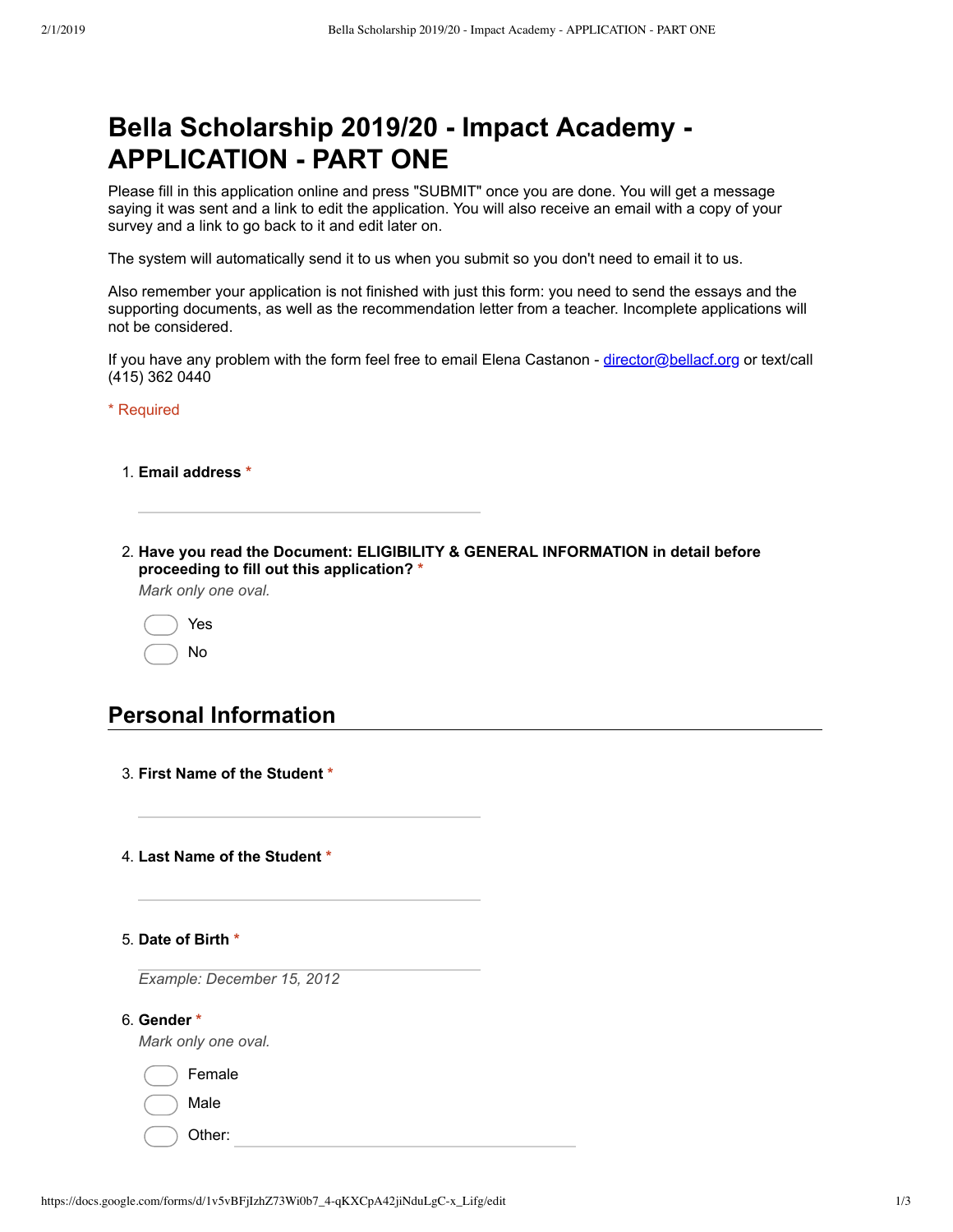# Bella Scholarship 2019/20 - Impact Academy - APPLICATION - PART ONE

Please fill in this application online and press "SUBMIT" once you are done. You will get a message saying it was sent and a link to edit the application. You will also receive an email with a copy of your survey and a link to go back to it and edit later on.

The system will automatically send it to us when you submit so you don't need to email it to us.

Also remember your application is not finished with just this form: you need to send the essays and the supporting documents, as well as the recommendation letter from a teacher. Incomplete applications will not be considered.

If you have any problem with the form feel free to email Elena Castanon - director@bellacf.org or text/call (415) 362 0440

\* Required

1. **Email address** *

2. **Have you read the Document: ELIGIBILITY & GENERAL INFORMATION in detail before proceeding to fill out this application?** *
   *Mark only one oval.*
   - Yes
   - No

## Personal Information

3. **First Name of the Student** *

4. **Last Name of the Student** *

5. **Date of Birth** *
   *Example: December 15, 2012*

6. **Gender** *
   *Mark only one oval.*
   - Female
   - Male
   - Other: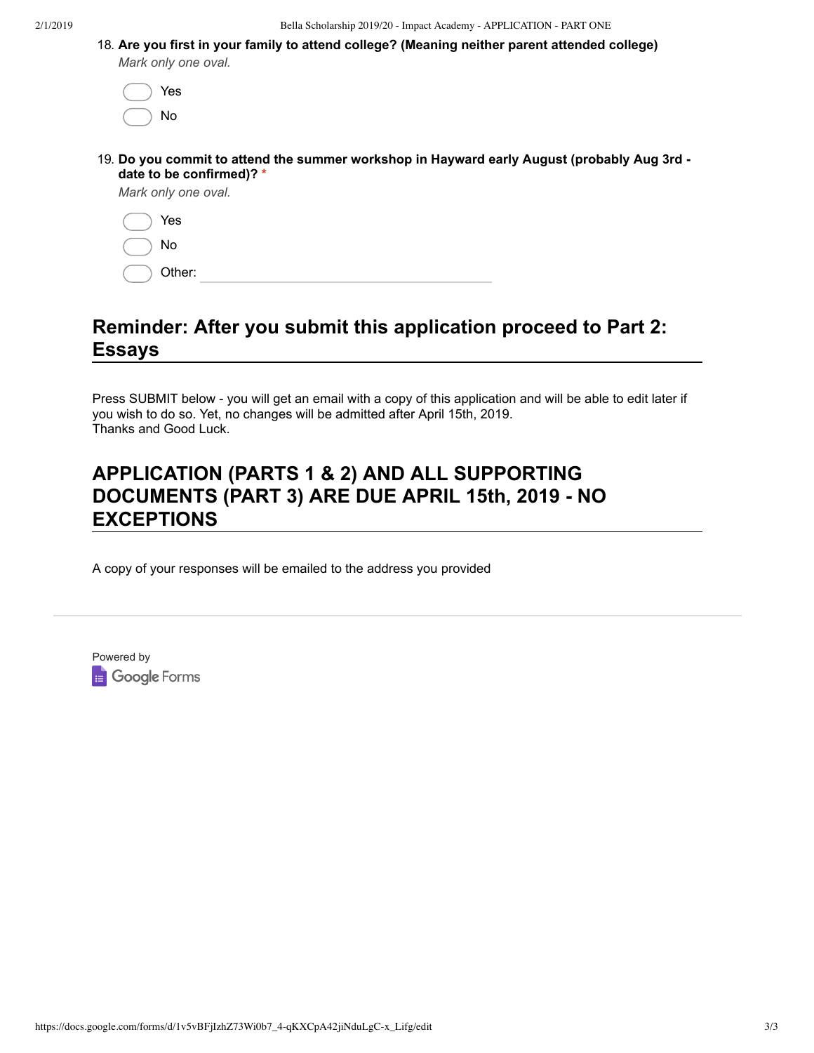18. **Are you first in your family to attend college? (Meaning neither parent attended college)**
*Mark only one oval.*

- ◯ Yes
- ◯ No

19. **Do you commit to attend the summer workshop in Hayward early August (probably Aug 3rd - date to be confirmed)?** *
*Mark only one oval.*

- ◯ Yes
- ◯ No
- ◯ Other: ____________________

## Reminder: After you submit this application proceed to Part 2: Essays

Press SUBMIT below - you will get an email with a copy of this application and will be able to edit later if you wish to do so. Yet, no changes will be admitted after April 15th, 2019.
Thanks and Good Luck.

## APPLICATION (PARTS 1 & 2) AND ALL SUPPORTING DOCUMENTS (PART 3) ARE DUE APRIL 15th, 2019 - NO EXCEPTIONS

A copy of your responses will be emailed to the address you provided

Powered by
Google Forms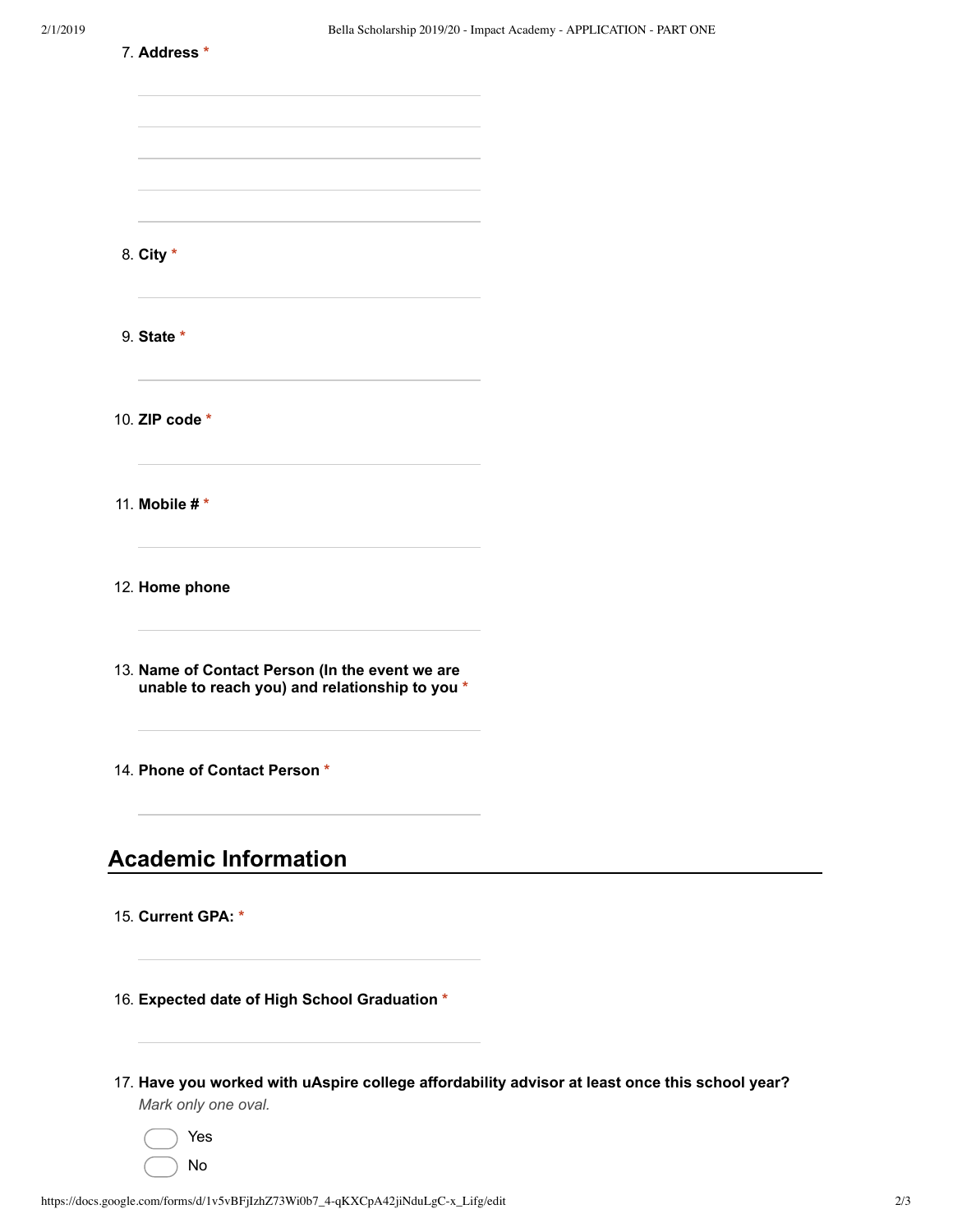7. **Address** *

8. **City** *

9. **State** *

10. **ZIP code** *

11. **Mobile #** *

12. **Home phone**

13. **Name of Contact Person (In the event we are unable to reach you) and relationship to you** *

14. **Phone of Contact Person** *

## Academic Information

15. **Current GPA:** *

16. **Expected date of High School Graduation** *

17. **Have you worked with uAspire college affordability advisor at least once this school year?**
*Mark only one oval.*

- Yes
- No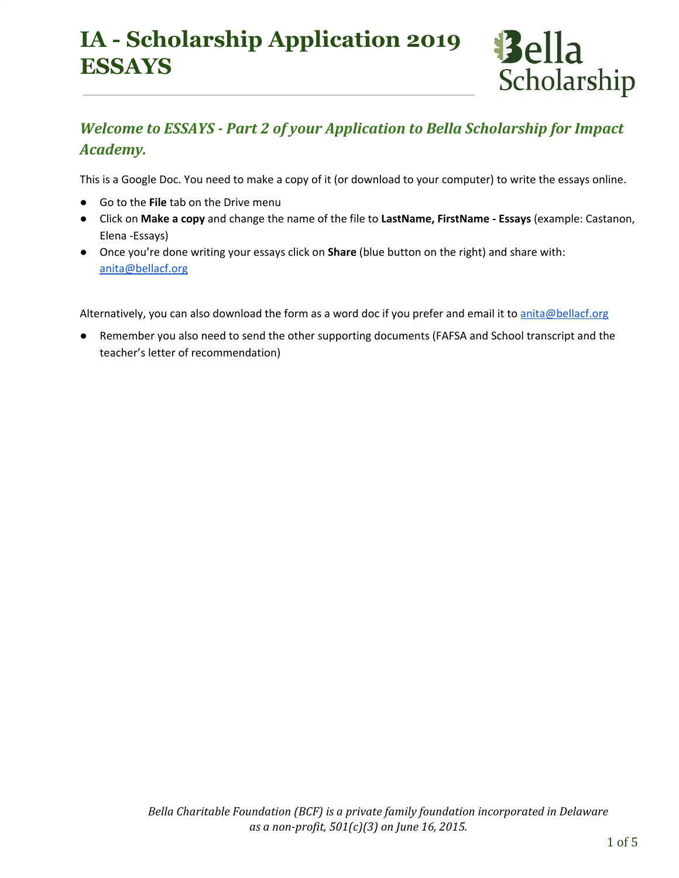# IA - Scholarship Application 2019 ESSAYS

Bella Scholarship

## *Welcome to ESSAYS - Part 2 of your Application to Bella Scholarship for Impact Academy.*

This is a Google Doc. You need to make a copy of it (or download to your computer) to write the essays online.

- Go to the **File** tab on the Drive menu
- Click on **Make a copy** and change the name of the file to **LastName, FirstName - Essays** (example: Castanon, Elena -Essays)
- Once you're done writing your essays click on **Share** (blue button on the right) and share with: anita@bellacf.org

Alternatively, you can also download the form as a word doc if you prefer and email it to anita@bellacf.org

- Remember you also need to send the other supporting documents (FAFSA and School transcript and the teacher's letter of recommendation)

*Bella Charitable Foundation (BCF) is a private family foundation incorporated in Delaware as a non-profit, 501(c)(3) on June 16, 2015.*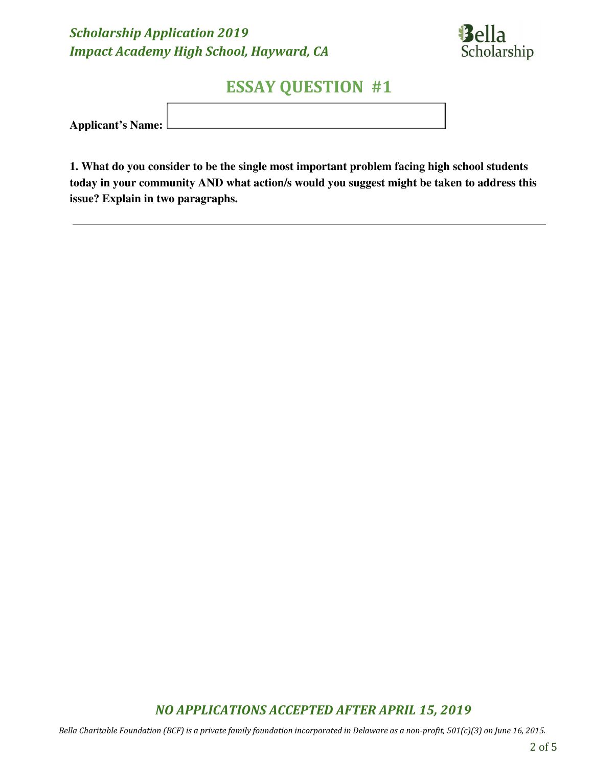*Scholarship Application 2019*
*Impact Academy High School, Hayward, CA*

Bella Scholarship

# ESSAY QUESTION #1

**Applicant's Name:** \_\_\_\_\_\_\_\_\_\_\_\_\_\_\_\_\_\_\_\_\_\_\_\_\_\_\_\_\_\_

**1. What do you consider to be the single most important problem facing high school students today in your community AND what action/s would you suggest might be taken to address this issue? Explain in two paragraphs.**

---

***NO APPLICATIONS ACCEPTED AFTER APRIL 15, 2019***

*Bella Charitable Foundation (BCF) is a private family foundation incorporated in Delaware as a non-profit, 501(c)(3) on June 16, 2015.*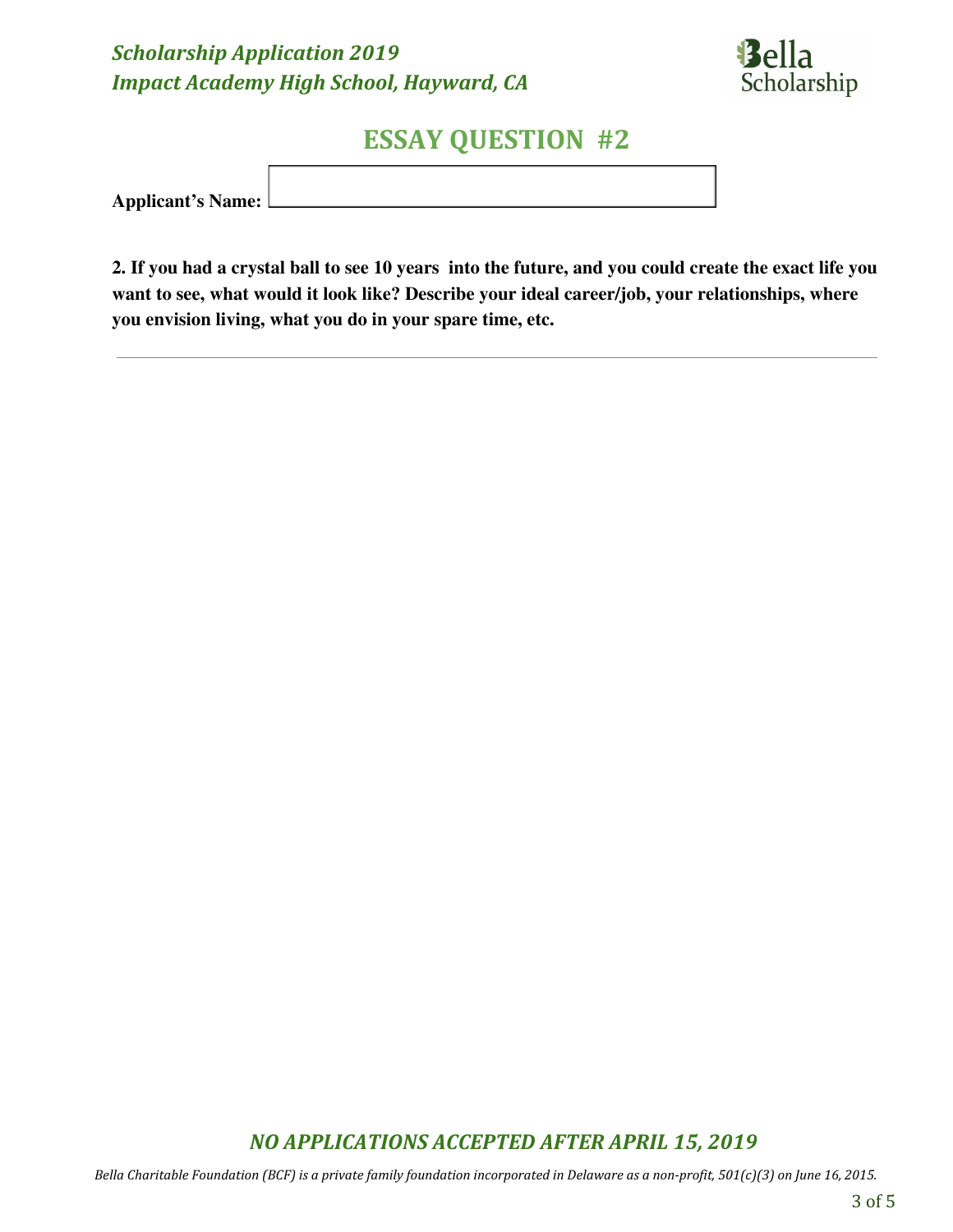# ESSAY QUESTION #2

**Applicant's Name:** 

**2. If you had a crystal ball to see 10 years into the future, and you could create the exact life you want to see, what would it look like? Describe your ideal career/job, your relationships, where you envision living, what you do in your spare time, etc.**

---

***NO APPLICATIONS ACCEPTED AFTER APRIL 15, 2019***

*Bella Charitable Foundation (BCF) is a private family foundation incorporated in Delaware as a non-profit, 501(c)(3) on June 16, 2015.*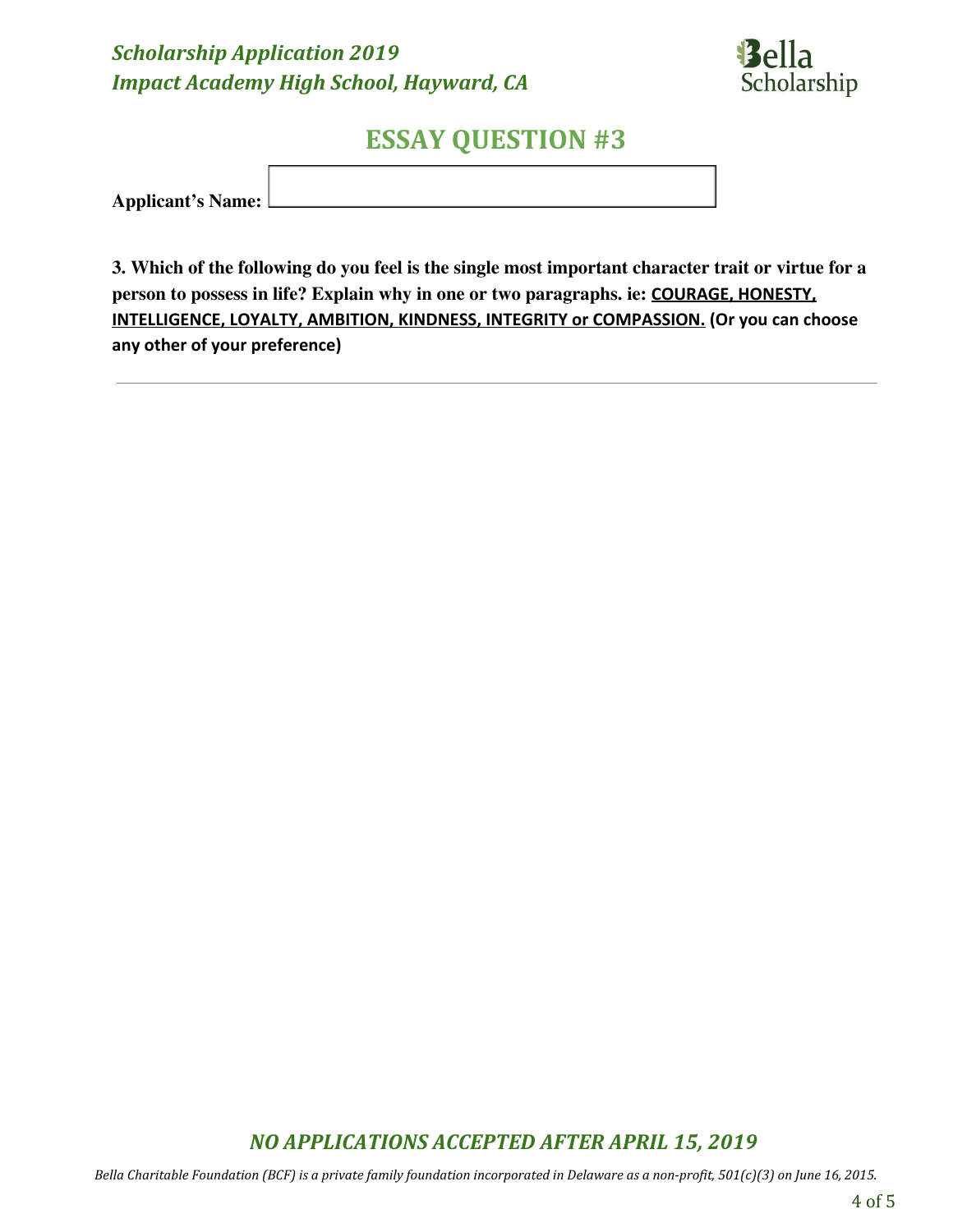***Scholarship Application 2019***
***Impact Academy High School, Hayward, CA***

Bella Scholarship

## ESSAY QUESTION #3

**Applicant's Name:** \_\_\_\_\_\_\_\_\_\_\_\_\_\_\_\_\_\_\_\_\_\_\_\_\_\_\_\_\_\_

**3. Which of the following do you feel is the single most important character trait or virtue for a person to possess in life? Explain why in one or two paragraphs. ie: <u>COURAGE, HONESTY, INTELLIGENCE, LOYALTY, AMBITION, KINDNESS, INTEGRITY or COMPASSION.</u> (Or you can choose any other of your preference)**

---

***NO APPLICATIONS ACCEPTED AFTER APRIL 15, 2019***

*Bella Charitable Foundation (BCF) is a private family foundation incorporated in Delaware as a non-profit, 501(c)(3) on June 16, 2015.*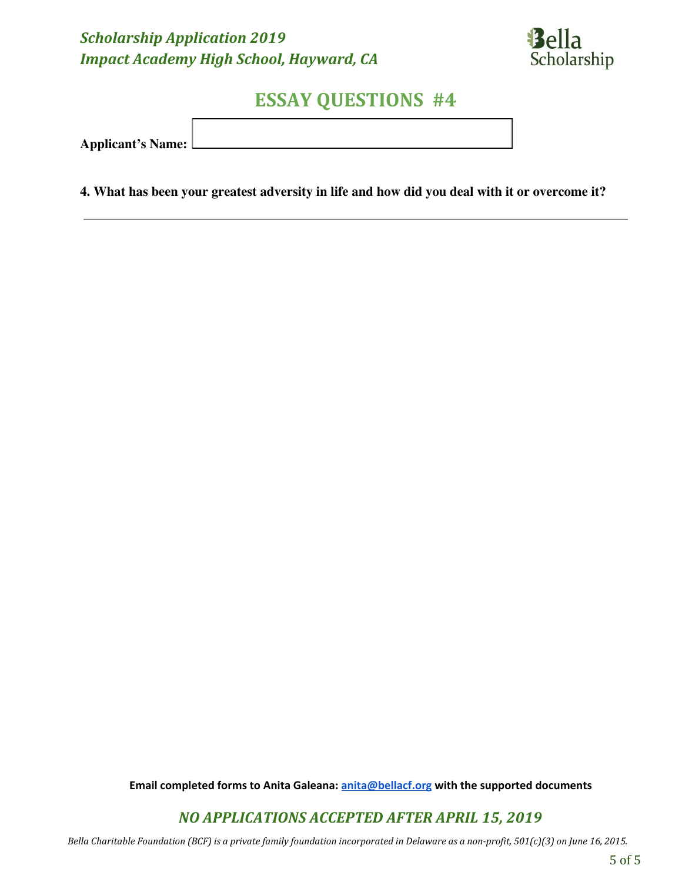***Scholarship Application 2019***
***Impact Academy High School, Hayward, CA***

# ESSAY QUESTIONS #4

**Applicant's Name:**

**4. What has been your greatest adversity in life and how did you deal with it or overcome it?**

---

**Email completed forms to Anita Galeana: anita@bellacf.org with the supported documents**

***NO APPLICATIONS ACCEPTED AFTER APRIL 15, 2019***

*Bella Charitable Foundation (BCF) is a private family foundation incorporated in Delaware as a non-profit, 501(c)(3) on June 16, 2015.*